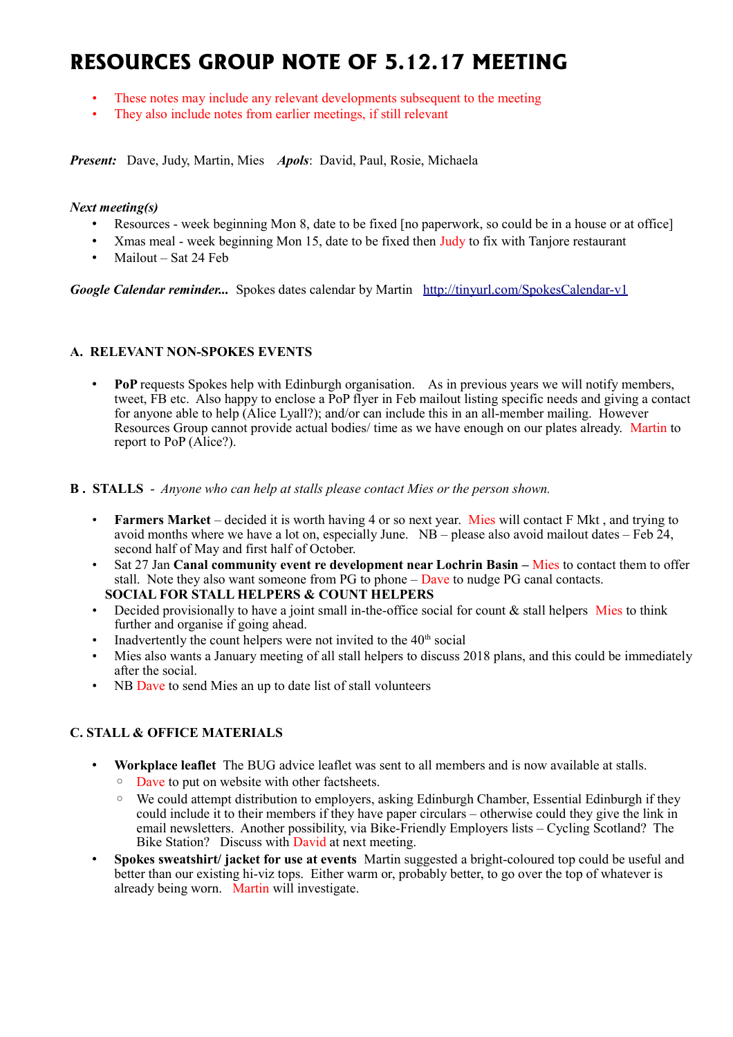# RESOURCES GROUP NOTE OF 5.12.17 MEETING

- These notes may include any relevant developments subsequent to the meeting
- They also include notes from earlier meetings, if still relevant

***Present:*** Dave, Judy, Martin, Mies ***Apols***: David, Paul, Rosie, Michaela

***Next meeting(s)***

- Resources - week beginning Mon 8, date to be fixed [no paperwork, so could be in a house or at office]
- Xmas meal - week beginning Mon 15, date to be fixed then Judy to fix with Tanjore restaurant
- Mailout – Sat 24 Feb

***Google Calendar reminder...*** Spokes dates calendar by Martin http://tinyurl.com/SpokesCalendar-v1

**A. RELEVANT NON-SPOKES EVENTS**

- **PoP** requests Spokes help with Edinburgh organisation. As in previous years we will notify members, tweet, FB etc. Also happy to enclose a PoP flyer in Feb mailout listing specific needs and giving a contact for anyone able to help (Alice Lyall?); and/or can include this in an all-member mailing. However Resources Group cannot provide actual bodies/ time as we have enough on our plates already. Martin to report to PoP (Alice?).

**B . STALLS** - *Anyone who can help at stalls please contact Mies or the person shown.*

- **Farmers Market** – decided it is worth having 4 or so next year. Mies will contact F Mkt , and trying to avoid months where we have a lot on, especially June. NB – please also avoid mailout dates – Feb 24, second half of May and first half of October.
- Sat 27 Jan **Canal community event re development near Lochrin Basin –** Mies to contact them to offer stall. Note they also want someone from PG to phone – Dave to nudge PG canal contacts.

**SOCIAL FOR STALL HELPERS & COUNT HELPERS**

- Decided provisionally to have a joint small in-the-office social for count & stall helpers Mies to think further and organise if going ahead.
- Inadvertently the count helpers were not invited to the 40th social
- Mies also wants a January meeting of all stall helpers to discuss 2018 plans, and this could be immediately after the social.
- NB Dave to send Mies an up to date list of stall volunteers

**C. STALL & OFFICE MATERIALS**

- **Workplace leaflet** The BUG advice leaflet was sent to all members and is now available at stalls.
  - Dave to put on website with other factsheets.
  - We could attempt distribution to employers, asking Edinburgh Chamber, Essential Edinburgh if they could include it to their members if they have paper circulars – otherwise could they give the link in email newsletters. Another possibility, via Bike-Friendly Employers lists – Cycling Scotland? The Bike Station? Discuss with David at next meeting.
- **Spokes sweatshirt/ jacket for use at events** Martin suggested a bright-coloured top could be useful and better than our existing hi-viz tops. Either warm or, probably better, to go over the top of whatever is already being worn. Martin will investigate.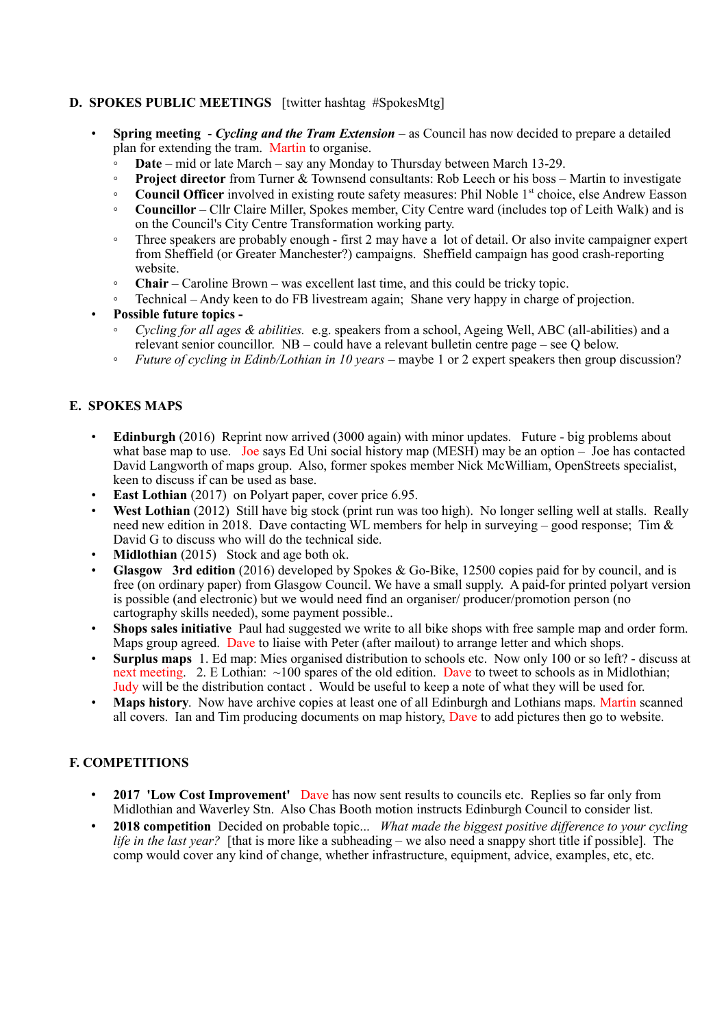## D. SPOKES PUBLIC MEETINGS [twitter hashtag #SpokesMtg]

- **Spring meeting** - ***Cycling and the Tram Extension*** – as Council has now decided to prepare a detailed plan for extending the tram. Martin to organise.
  - **Date** – mid or late March – say any Monday to Thursday between March 13-29.
  - **Project director** from Turner & Townsend consultants: Rob Leech or his boss – Martin to investigate
  - **Council Officer** involved in existing route safety measures: Phil Noble 1st choice, else Andrew Easson
  - **Councillor** – Cllr Claire Miller, Spokes member, City Centre ward (includes top of Leith Walk) and is on the Council's City Centre Transformation working party.
  - Three speakers are probably enough - first 2 may have a lot of detail. Or also invite campaigner expert from Sheffield (or Greater Manchester?) campaigns. Sheffield campaign has good crash-reporting website.
  - **Chair** – Caroline Brown – was excellent last time, and this could be tricky topic.
  - Technical – Andy keen to do FB livestream again; Shane very happy in charge of projection.
- **Possible future topics -**
  - *Cycling for all ages & abilities.* e.g. speakers from a school, Ageing Well, ABC (all-abilities) and a relevant senior councillor. NB – could have a relevant bulletin centre page – see Q below.
  - *Future of cycling in Edinb/Lothian in 10 years* – maybe 1 or 2 expert speakers then group discussion?

## E. SPOKES MAPS

- **Edinburgh** (2016) Reprint now arrived (3000 again) with minor updates. Future - big problems about what base map to use. Joe says Ed Uni social history map (MESH) may be an option – Joe has contacted David Langworth of maps group. Also, former spokes member Nick McWilliam, OpenStreets specialist, keen to discuss if can be used as base.
- **East Lothian** (2017) on Polyart paper, cover price 6.95.
- **West Lothian** (2012) Still have big stock (print run was too high). No longer selling well at stalls. Really need new edition in 2018. Dave contacting WL members for help in surveying – good response; Tim & David G to discuss who will do the technical side.
- **Midlothian** (2015) Stock and age both ok.
- **Glasgow 3rd edition** (2016) developed by Spokes & Go-Bike, 12500 copies paid for by council, and is free (on ordinary paper) from Glasgow Council. We have a small supply. A paid-for printed polyart version is possible (and electronic) but we would need find an organiser/ producer/promotion person (no cartography skills needed), some payment possible..
- **Shops sales initiative** Paul had suggested we write to all bike shops with free sample map and order form. Maps group agreed. Dave to liaise with Peter (after mailout) to arrange letter and which shops.
- **Surplus maps** 1. Ed map: Mies organised distribution to schools etc. Now only 100 or so left? - discuss at next meeting. 2. E Lothian: ~100 spares of the old edition. Dave to tweet to schools as in Midlothian; Judy will be the distribution contact . Would be useful to keep a note of what they will be used for.
- **Maps history**. Now have archive copies at least one of all Edinburgh and Lothians maps. Martin scanned all covers. Ian and Tim producing documents on map history, Dave to add pictures then go to website.

## F. COMPETITIONS

- **2017 'Low Cost Improvement'** Dave has now sent results to councils etc. Replies so far only from Midlothian and Waverley Stn. Also Chas Booth motion instructs Edinburgh Council to consider list.
- **2018 competition** Decided on probable topic... *What made the biggest positive difference to your cycling life in the last year?* [that is more like a subheading – we also need a snappy short title if possible]. The comp would cover any kind of change, whether infrastructure, equipment, advice, examples, etc, etc.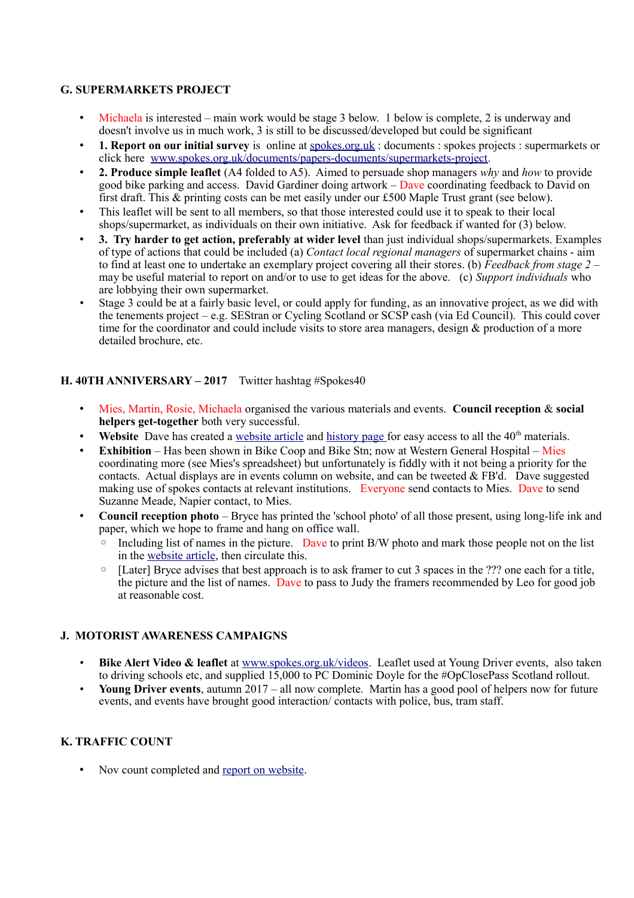### G. SUPERMARKETS PROJECT

- Michaela is interested – main work would be stage 3 below. 1 below is complete, 2 is underway and doesn't involve us in much work, 3 is still to be discussed/developed but could be significant
- **1. Report on our initial survey** is online at spokes.org.uk : documents : spokes projects : supermarkets or click here www.spokes.org.uk/documents/papers-documents/supermarkets-project.
- **2. Produce simple leaflet** (A4 folded to A5). Aimed to persuade shop managers *why* and *how* to provide good bike parking and access. David Gardiner doing artwork – Dave coordinating feedback to David on first draft. This & printing costs can be met easily under our £500 Maple Trust grant (see below).
- This leaflet will be sent to all members, so that those interested could use it to speak to their local shops/supermarket, as individuals on their own initiative. Ask for feedback if wanted for (3) below.
- **3. Try harder to get action, preferably at wider level** than just individual shops/supermarkets. Examples of type of actions that could be included (a) *Contact local regional managers* of supermarket chains - aim to find at least one to undertake an exemplary project covering all their stores. (b) *Feedback from stage 2 –* may be useful material to report on and/or to use to get ideas for the above. (c) *Support individuals* who are lobbying their own supermarket.
- Stage 3 could be at a fairly basic level, or could apply for funding, as an innovative project, as we did with the tenements project – e.g. SEStran or Cycling Scotland or SCSP cash (via Ed Council). This could cover time for the coordinator and could include visits to store area managers, design & production of a more detailed brochure, etc.

### H. 40TH ANNIVERSARY – 2017 Twitter hashtag #Spokes40

- Mies, Martin, Rosie, Michaela organised the various materials and events. **Council reception** & **social helpers get-together** both very successful.
- **Website** Dave has created a website article and history page for easy access to all the 40th materials.
- **Exhibition** – Has been shown in Bike Coop and Bike Stn; now at Western General Hospital – Mies coordinating more (see Mies's spreadsheet) but unfortunately is fiddly with it not being a priority for the contacts. Actual displays are in events column on website, and can be tweeted & FB'd. Dave suggested making use of spokes contacts at relevant institutions. Everyone send contacts to Mies. Dave to send Suzanne Meade, Napier contact, to Mies.
- **Council reception photo** – Bryce has printed the 'school photo' of all those present, using long-life ink and paper, which we hope to frame and hang on office wall.
  - Including list of names in the picture. Dave to print B/W photo and mark those people not on the list in the website article, then circulate this.
  - [Later] Bryce advises that best approach is to ask framer to cut 3 spaces in the ??? one each for a title, the picture and the list of names. Dave to pass to Judy the framers recommended by Leo for good job at reasonable cost.

### J. MOTORIST AWARENESS CAMPAIGNS

- **Bike Alert Video & leaflet** at www.spokes.org.uk/videos. Leaflet used at Young Driver events, also taken to driving schools etc, and supplied 15,000 to PC Dominic Doyle for the #OpClosePass Scotland rollout.
- **Young Driver events**, autumn 2017 – all now complete. Martin has a good pool of helpers now for future events, and events have brought good interaction/ contacts with police, bus, tram staff.

### K. TRAFFIC COUNT

- Nov count completed and report on website.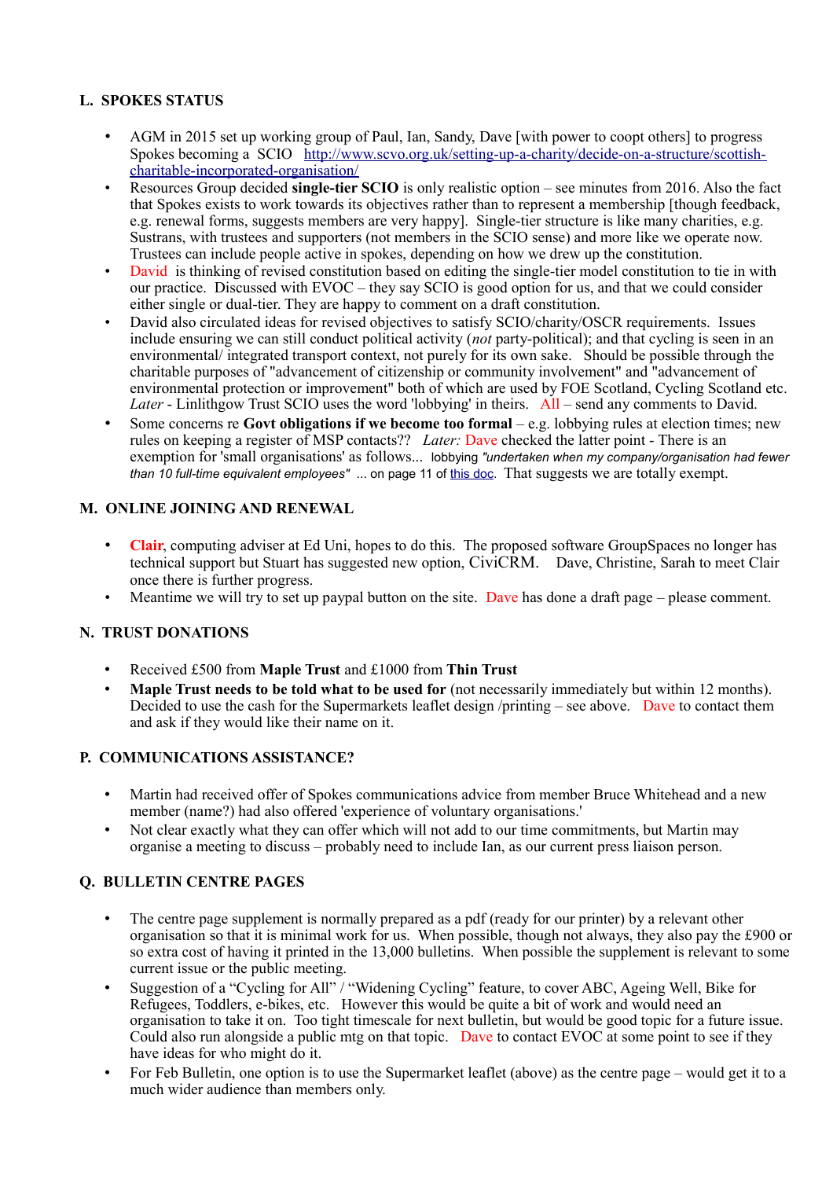## L. SPOKES STATUS

- AGM in 2015 set up working group of Paul, Ian, Sandy, Dave [with power to coopt others] to progress Spokes becoming a SCIO [http://www.scvo.org.uk/setting-up-a-charity/decide-on-a-structure/scottish-charitable-incorporated-organisation/](http://www.scvo.org.uk/setting-up-a-charity/decide-on-a-structure/scottish-charitable-incorporated-organisation/)
- Resources Group decided **single-tier SCIO** is only realistic option – see minutes from 2016. Also the fact that Spokes exists to work towards its objectives rather than to represent a membership [though feedback, e.g. renewal forms, suggests members are very happy]. Single-tier structure is like many charities, e.g. Sustrans, with trustees and supporters (not members in the SCIO sense) and more like we operate now. Trustees can include people active in spokes, depending on how we drew up the constitution.
- David is thinking of revised constitution based on editing the single-tier model constitution to tie in with our practice. Discussed with EVOC – they say SCIO is good option for us, and that we could consider either single or dual-tier. They are happy to comment on a draft constitution.
- David also circulated ideas for revised objectives to satisfy SCIO/charity/OSCR requirements. Issues include ensuring we can still conduct political activity (*not* party-political); and that cycling is seen in an environmental/ integrated transport context, not purely for its own sake. Should be possible through the charitable purposes of "advancement of citizenship or community involvement" and "advancement of environmental protection or improvement" both of which are used by FOE Scotland, Cycling Scotland etc. *Later* - Linlithgow Trust SCIO uses the word 'lobbying' in theirs. All – send any comments to David.
- Some concerns re **Govt obligations if we become too formal** – e.g. lobbying rules at election times; new rules on keeping a register of MSP contacts?? *Later:* Dave checked the latter point - There is an exemption for 'small organisations' as follows... lobbying *"undertaken when my company/organisation had fewer than 10 full-time equivalent employees"* ... on page 11 of this doc. That suggests we are totally exempt.

## M. ONLINE JOINING AND RENEWAL

- **Clair**, computing adviser at Ed Uni, hopes to do this. The proposed software GroupSpaces no longer has technical support but Stuart has suggested new option, CiviCRM. Dave, Christine, Sarah to meet Clair once there is further progress.
- Meantime we will try to set up paypal button on the site. Dave has done a draft page – please comment.

## N. TRUST DONATIONS

- Received £500 from **Maple Trust** and £1000 from **Thin Trust**
- **Maple Trust needs to be told what to be used for** (not necessarily immediately but within 12 months). Decided to use the cash for the Supermarkets leaflet design /printing – see above. Dave to contact them and ask if they would like their name on it.

## P. COMMUNICATIONS ASSISTANCE?

- Martin had received offer of Spokes communications advice from member Bruce Whitehead and a new member (name?) had also offered 'experience of voluntary organisations.'
- Not clear exactly what they can offer which will not add to our time commitments, but Martin may organise a meeting to discuss – probably need to include Ian, as our current press liaison person.

## Q. BULLETIN CENTRE PAGES

- The centre page supplement is normally prepared as a pdf (ready for our printer) by a relevant other organisation so that it is minimal work for us. When possible, though not always, they also pay the £900 or so extra cost of having it printed in the 13,000 bulletins. When possible the supplement is relevant to some current issue or the public meeting.
- Suggestion of a "Cycling for All" / "Widening Cycling" feature, to cover ABC, Ageing Well, Bike for Refugees, Toddlers, e-bikes, etc. However this would be quite a bit of work and would need an organisation to take it on. Too tight timescale for next bulletin, but would be good topic for a future issue. Could also run alongside a public mtg on that topic. Dave to contact EVOC at some point to see if they have ideas for who might do it.
- For Feb Bulletin, one option is to use the Supermarket leaflet (above) as the centre page – would get it to a much wider audience than members only.